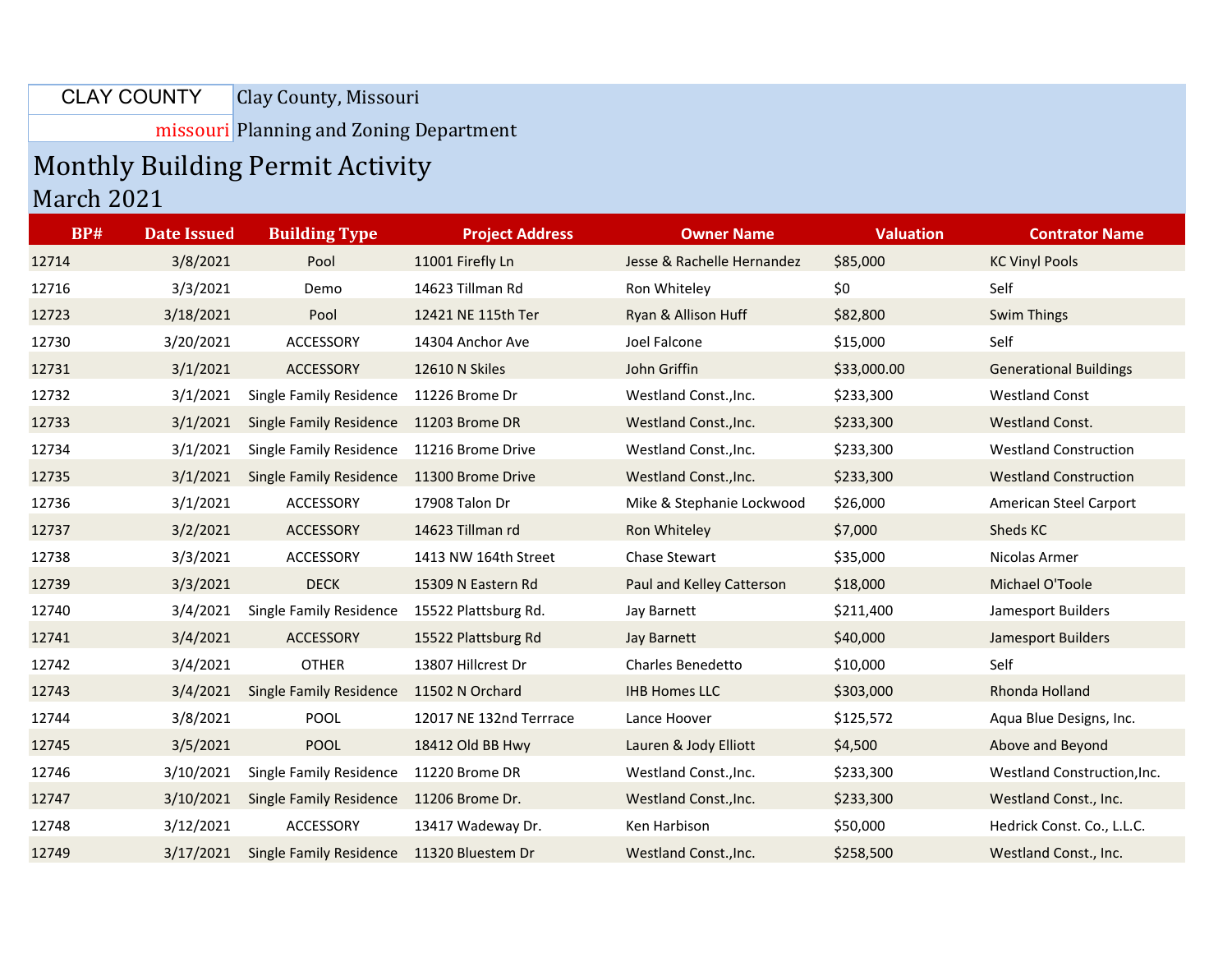CLAY COUNTY

missouri

Clay County, Missouri

Planning and Zoning Department

# Monthly Building Permit Activity

## March 2021

| BP# | Date Issued | Building Type | Project Address | Owner Name | Valuation | Contrator Name |
|---|---|---|---|---|---|---|
| 12714 | 3/8/2021 | Pool | 11001 Firefly Ln | Jesse & Rachelle Hernandez | $85,000 | KC Vinyl Pools |
| 12716 | 3/3/2021 | Demo | 14623 Tillman Rd | Ron Whiteley | $0 | Self |
| 12723 | 3/18/2021 | Pool | 12421 NE 115th Ter | Ryan & Allison Huff | $82,800 | Swim Things |
| 12730 | 3/20/2021 | ACCESSORY | 14304 Anchor Ave | Joel Falcone | $15,000 | Self |
| 12731 | 3/1/2021 | ACCESSORY | 12610 N Skiles | John Griffin | $33,000.00 | Generational Buildings |
| 12732 | 3/1/2021 | Single Family Residence | 11226 Brome Dr | Westland Const.,Inc. | $233,300 | Westland Const |
| 12733 | 3/1/2021 | Single Family Residence | 11203 Brome DR | Westland Const.,Inc. | $233,300 | Westland Const. |
| 12734 | 3/1/2021 | Single Family Residence | 11216 Brome Drive | Westland Const.,Inc. | $233,300 | Westland Construction |
| 12735 | 3/1/2021 | Single Family Residence | 11300 Brome Drive | Westland Const.,Inc. | $233,300 | Westland Construction |
| 12736 | 3/1/2021 | ACCESSORY | 17908 Talon Dr | Mike & Stephanie Lockwood | $26,000 | American Steel Carport |
| 12737 | 3/2/2021 | ACCESSORY | 14623 Tillman rd | Ron Whiteley | $7,000 | Sheds KC |
| 12738 | 3/3/2021 | ACCESSORY | 1413 NW 164th Street | Chase Stewart | $35,000 | Nicolas Armer |
| 12739 | 3/3/2021 | DECK | 15309 N Eastern Rd | Paul and Kelley Catterson | $18,000 | Michael O'Toole |
| 12740 | 3/4/2021 | Single Family Residence | 15522 Plattsburg Rd. | Jay Barnett | $211,400 | Jamesport Builders |
| 12741 | 3/4/2021 | ACCESSORY | 15522 Plattsburg Rd | Jay Barnett | $40,000 | Jamesport Builders |
| 12742 | 3/4/2021 | OTHER | 13807 Hillcrest Dr | Charles Benedetto | $10,000 | Self |
| 12743 | 3/4/2021 | Single Family Residence | 11502 N Orchard | IHB Homes LLC | $303,000 | Rhonda Holland |
| 12744 | 3/8/2021 | POOL | 12017 NE 132nd Terrrace | Lance Hoover | $125,572 | Aqua Blue Designs, Inc. |
| 12745 | 3/5/2021 | POOL | 18412 Old BB Hwy | Lauren & Jody Elliott | $4,500 | Above and Beyond |
| 12746 | 3/10/2021 | Single Family Residence | 11220 Brome DR | Westland Const.,Inc. | $233,300 | Westland Construction,Inc. |
| 12747 | 3/10/2021 | Single Family Residence | 11206 Brome Dr. | Westland Const.,Inc. | $233,300 | Westland Const., Inc. |
| 12748 | 3/12/2021 | ACCESSORY | 13417 Wadeway Dr. | Ken Harbison | $50,000 | Hedrick Const. Co., L.L.C. |
| 12749 | 3/17/2021 | Single Family Residence | 11320 Bluestem Dr | Westland Const.,Inc. | $258,500 | Westland Const., Inc. |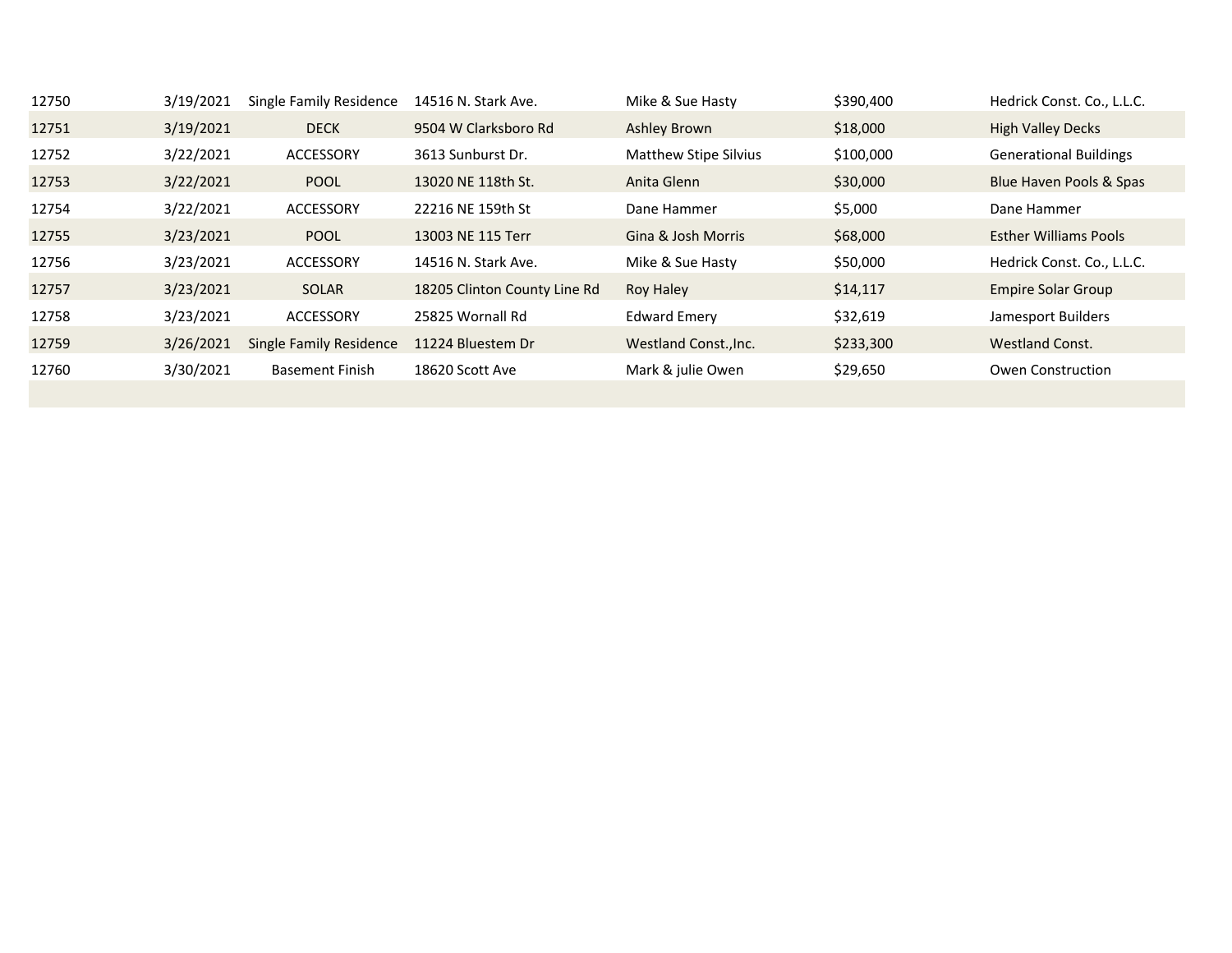| | | | | | | |
|---|---|---|---|---|---|---|
| 12750 | 3/19/2021 | Single Family Residence | 14516 N. Stark Ave. | Mike & Sue Hasty | $390,400 | Hedrick Const. Co., L.L.C. |
| 12751 | 3/19/2021 | DECK | 9504 W Clarksboro Rd | Ashley Brown | $18,000 | High Valley Decks |
| 12752 | 3/22/2021 | ACCESSORY | 3613 Sunburst Dr. | Matthew Stipe Silvius | $100,000 | Generational Buildings |
| 12753 | 3/22/2021 | POOL | 13020 NE 118th St. | Anita Glenn | $30,000 | Blue Haven Pools & Spas |
| 12754 | 3/22/2021 | ACCESSORY | 22216 NE 159th St | Dane Hammer | $5,000 | Dane Hammer |
| 12755 | 3/23/2021 | POOL | 13003 NE 115 Terr | Gina & Josh Morris | $68,000 | Esther Williams Pools |
| 12756 | 3/23/2021 | ACCESSORY | 14516 N. Stark Ave. | Mike & Sue Hasty | $50,000 | Hedrick Const. Co., L.L.C. |
| 12757 | 3/23/2021 | SOLAR | 18205 Clinton County Line Rd | Roy Haley | $14,117 | Empire Solar Group |
| 12758 | 3/23/2021 | ACCESSORY | 25825 Wornall Rd | Edward Emery | $32,619 | Jamesport Builders |
| 12759 | 3/26/2021 | Single Family Residence | 11224 Bluestem Dr | Westland Const.,Inc. | $233,300 | Westland Const. |
| 12760 | 3/30/2021 | Basement Finish | 18620 Scott Ave | Mark & julie Owen | $29,650 | Owen Construction |